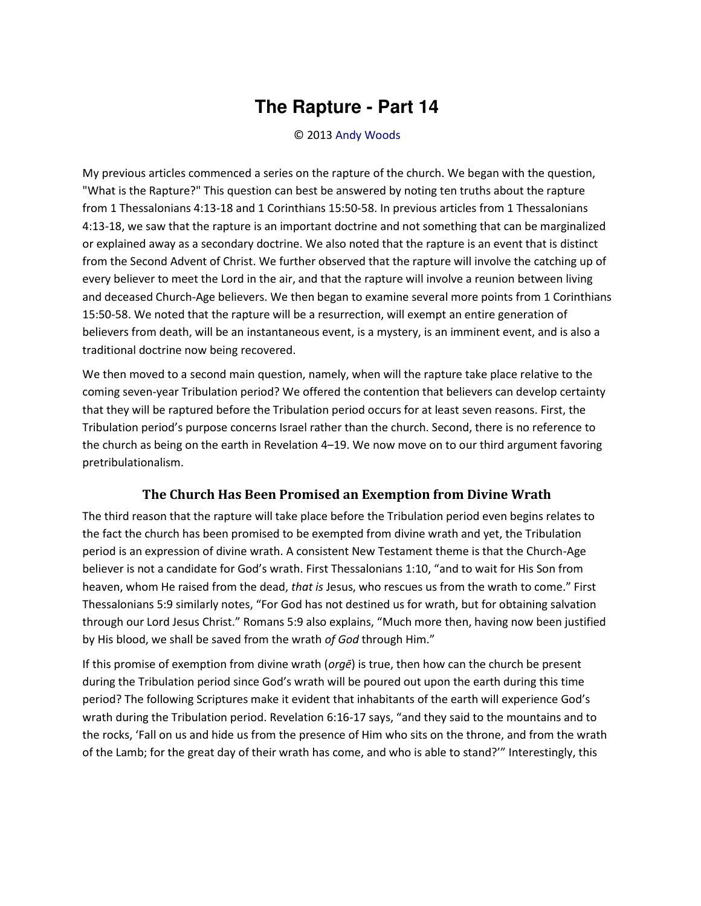# The Rapture - Part 14

© 2013 Andy Woods

My previous articles commenced a series on the rapture of the church. We began with the question, "What is the Rapture?" This question can best be answered by noting ten truths about the rapture from 1 Thessalonians 4:13-18 and 1 Corinthians 15:50-58. In previous articles from 1 Thessalonians 4:13-18, we saw that the rapture is an important doctrine and not something that can be marginalized or explained away as a secondary doctrine. We also noted that the rapture is an event that is distinct from the Second Advent of Christ. We further observed that the rapture will involve the catching up of every believer to meet the Lord in the air, and that the rapture will involve a reunion between living and deceased Church-Age believers. We then began to examine several more points from 1 Corinthians 15:50-58. We noted that the rapture will be a resurrection, will exempt an entire generation of believers from death, will be an instantaneous event, is a mystery, is an imminent event, and is also a traditional doctrine now being recovered.

We then moved to a second main question, namely, when will the rapture take place relative to the coming seven-year Tribulation period? We offered the contention that believers can develop certainty that they will be raptured before the Tribulation period occurs for at least seven reasons. First, the Tribulation period's purpose concerns Israel rather than the church. Second, there is no reference to the church as being on the earth in Revelation 4–19. We now move on to our third argument favoring pretribulationism.

## The Church Has Been Promised an Exemption from Divine Wrath

The third reason that the rapture will take place before the Tribulation period even begins relates to the fact the church has been promised to be exempted from divine wrath and yet, the Tribulation period is an expression of divine wrath. A consistent New Testament theme is that the Church-Age believer is not a candidate for God's wrath. First Thessalonians 1:10, "and to wait for His Son from heaven, whom He raised from the dead, *that is* Jesus, who rescues us from the wrath to come." First Thessalonians 5:9 similarly notes, "For God has not destined us for wrath, but for obtaining salvation through our Lord Jesus Christ." Romans 5:9 also explains, "Much more then, having now been justified by His blood, we shall be saved from the wrath *of God* through Him."

If this promise of exemption from divine wrath (*orgē*) is true, then how can the church be present during the Tribulation period since God's wrath will be poured out upon the earth during this time period? The following Scriptures make it evident that inhabitants of the earth will experience God's wrath during the Tribulation period. Revelation 6:16-17 says, "and they said to the mountains and to the rocks, 'Fall on us and hide us from the presence of Him who sits on the throne, and from the wrath of the Lamb; for the great day of their wrath has come, and who is able to stand?'" Interestingly, this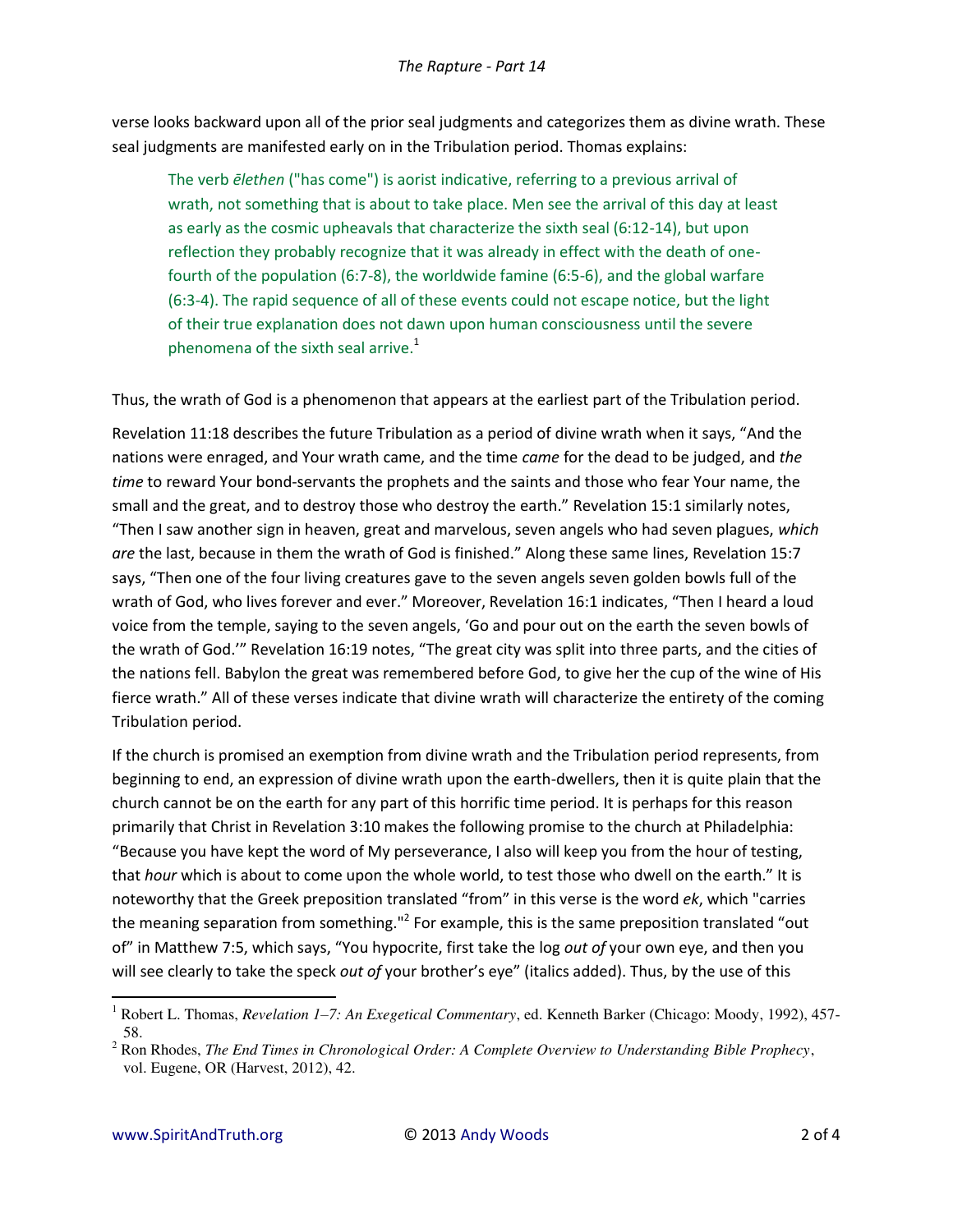verse looks backward upon all of the prior seal judgments and categorizes them as divine wrath. These seal judgments are manifested early on in the Tribulation period. Thomas explains:

> The verb *ēlethen* ("has come") is aorist indicative, referring to a previous arrival of wrath, not something that is about to take place. Men see the arrival of this day at least as early as the cosmic upheavals that characterize the sixth seal (6:12-14), but upon reflection they probably recognize that it was already in effect with the death of one-fourth of the population (6:7-8), the worldwide famine (6:5-6), and the global warfare (6:3-4). The rapid sequence of all of these events could not escape notice, but the light of their true explanation does not dawn upon human consciousness until the severe phenomena of the sixth seal arrive.[1]

Thus, the wrath of God is a phenomenon that appears at the earliest part of the Tribulation period.

Revelation 11:18 describes the future Tribulation as a period of divine wrath when it says, "And the nations were enraged, and Your wrath came, and the time *came* for the dead to be judged, and *the time* to reward Your bond-servants the prophets and the saints and those who fear Your name, the small and the great, and to destroy those who destroy the earth." Revelation 15:1 similarly notes, "Then I saw another sign in heaven, great and marvelous, seven angels who had seven plagues, *which are* the last, because in them the wrath of God is finished." Along these same lines, Revelation 15:7 says, "Then one of the four living creatures gave to the seven angels seven golden bowls full of the wrath of God, who lives forever and ever." Moreover, Revelation 16:1 indicates, "Then I heard a loud voice from the temple, saying to the seven angels, 'Go and pour out on the earth the seven bowls of the wrath of God.'" Revelation 16:19 notes, "The great city was split into three parts, and the cities of the nations fell. Babylon the great was remembered before God, to give her the cup of the wine of His fierce wrath." All of these verses indicate that divine wrath will characterize the entirety of the coming Tribulation period.

If the church is promised an exemption from divine wrath and the Tribulation period represents, from beginning to end, an expression of divine wrath upon the earth-dwellers, then it is quite plain that the church cannot be on the earth for any part of this horrific time period. It is perhaps for this reason primarily that Christ in Revelation 3:10 makes the following promise to the church at Philadelphia: "Because you have kept the word of My perseverance, I also will keep you from the hour of testing, that *hour* which is about to come upon the whole world, to test those who dwell on the earth." It is noteworthy that the Greek preposition translated "from" in this verse is the word *ek*, which "carries the meaning separation from something."[2] For example, this is the same preposition translated "out of" in Matthew 7:5, which says, "You hypocrite, first take the log *out of* your own eye, and then you will see clearly to take the speck *out of* your brother's eye" (italics added). Thus, by the use of this

---

[1] Robert L. Thomas, *Revelation 1–7: An Exegetical Commentary*, ed. Kenneth Barker (Chicago: Moody, 1992), 457-58.

[2] Ron Rhodes, *The End Times in Chronological Order: A Complete Overview to Understanding Bible Prophecy*, vol. Eugene, OR (Harvest, 2012), 42.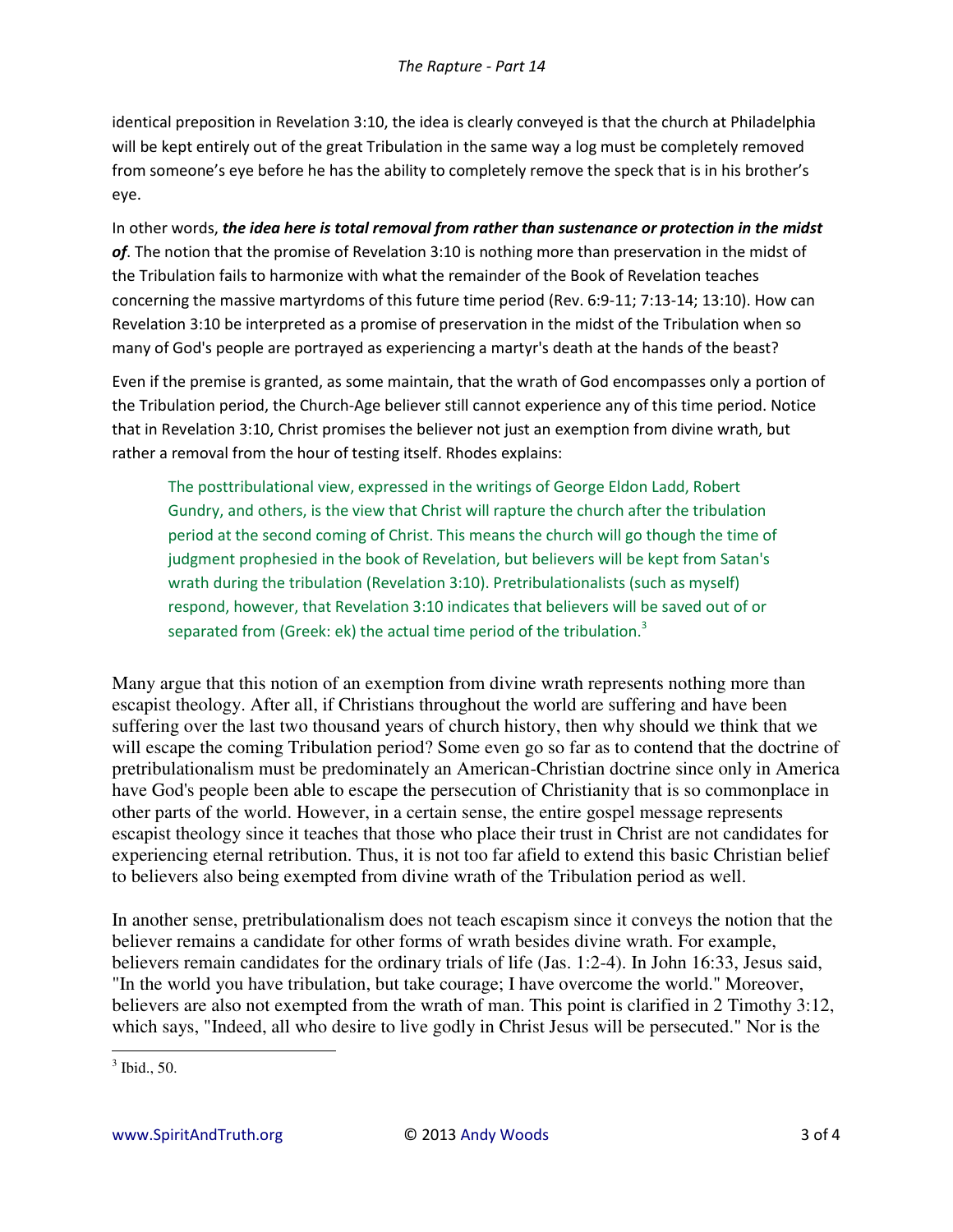identical preposition in Revelation 3:10, the idea is clearly conveyed is that the church at Philadelphia will be kept entirely out of the great Tribulation in the same way a log must be completely removed from someone's eye before he has the ability to completely remove the speck that is in his brother's eye.

In other words, ***the idea here is total removal from rather than sustenance or protection in the midst of***. The notion that the promise of Revelation 3:10 is nothing more than preservation in the midst of the Tribulation fails to harmonize with what the remainder of the Book of Revelation teaches concerning the massive martyrdoms of this future time period (Rev. 6:9-11; 7:13-14; 13:10). How can Revelation 3:10 be interpreted as a promise of preservation in the midst of the Tribulation when so many of God's people are portrayed as experiencing a martyr's death at the hands of the beast?

Even if the premise is granted, as some maintain, that the wrath of God encompasses only a portion of the Tribulation period, the Church-Age believer still cannot experience any of this time period. Notice that in Revelation 3:10, Christ promises the believer not just an exemption from divine wrath, but rather a removal from the hour of testing itself. Rhodes explains:

> The posttribulational view, expressed in the writings of George Eldon Ladd, Robert Gundry, and others, is the view that Christ will rapture the church after the tribulation period at the second coming of Christ. This means the church will go though the time of judgment prophesied in the book of Revelation, but believers will be kept from Satan's wrath during the tribulation (Revelation 3:10). Pretribulationalists (such as myself) respond, however, that Revelation 3:10 indicates that believers will be saved out of or separated from (Greek: ek) the actual time period of the tribulation.[3]

Many argue that this notion of an exemption from divine wrath represents nothing more than escapist theology. After all, if Christians throughout the world are suffering and have been suffering over the last two thousand years of church history, then why should we think that we will escape the coming Tribulation period? Some even go so far as to contend that the doctrine of pretribulationalism must be predominately an American-Christian doctrine since only in America have God's people been able to escape the persecution of Christianity that is so commonplace in other parts of the world. However, in a certain sense, the entire gospel message represents escapist theology since it teaches that those who place their trust in Christ are not candidates for experiencing eternal retribution. Thus, it is not too far afield to extend this basic Christian belief to believers also being exempted from divine wrath of the Tribulation period as well.

In another sense, pretribulationalism does not teach escapism since it conveys the notion that the believer remains a candidate for other forms of wrath besides divine wrath. For example, believers remain candidates for the ordinary trials of life (Jas. 1:2-4). In John 16:33, Jesus said, "In the world you have tribulation, but take courage; I have overcome the world." Moreover, believers are also not exempted from the wrath of man. This point is clarified in 2 Timothy 3:12, which says, "Indeed, all who desire to live godly in Christ Jesus will be persecuted." Nor is the

[3] Ibid., 50.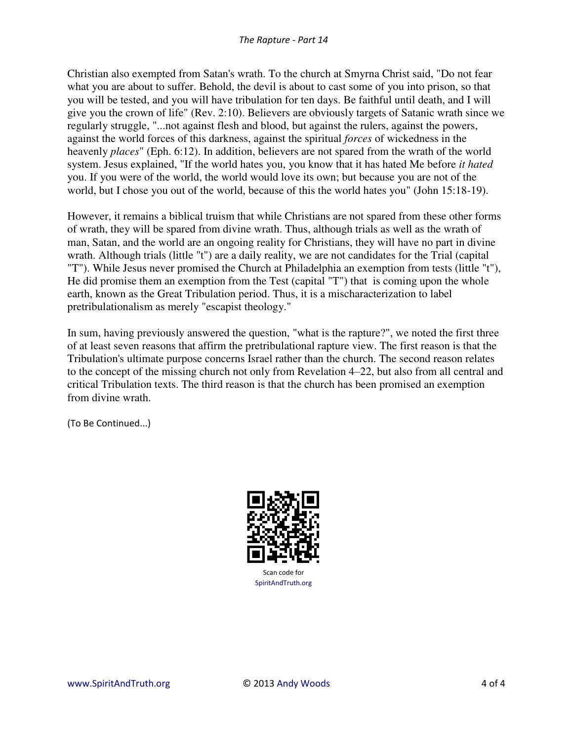Christian also exempted from Satan's wrath. To the church at Smyrna Christ said, "Do not fear what you are about to suffer. Behold, the devil is about to cast some of you into prison, so that you will be tested, and you will have tribulation for ten days. Be faithful until death, and I will give you the crown of life" (Rev. 2:10). Believers are obviously targets of Satanic wrath since we regularly struggle, "...not against flesh and blood, but against the rulers, against the powers, against the world forces of this darkness, against the spiritual *forces* of wickedness in the heavenly *places*" (Eph. 6:12). In addition, believers are not spared from the wrath of the world system. Jesus explained, "If the world hates you, you know that it has hated Me before *it hated* you. If you were of the world, the world would love its own; but because you are not of the world, but I chose you out of the world, because of this the world hates you" (John 15:18-19).

However, it remains a biblical truism that while Christians are not spared from these other forms of wrath, they will be spared from divine wrath. Thus, although trials as well as the wrath of man, Satan, and the world are an ongoing reality for Christians, they will have no part in divine wrath. Although trials (little "t") are a daily reality, we are not candidates for the Trial (capital "T"). While Jesus never promised the Church at Philadelphia an exemption from tests (little "t"), He did promise them an exemption from the Test (capital "T") that is coming upon the whole earth, known as the Great Tribulation period. Thus, it is a mischaracterization to label pretribulationalism as merely "escapist theology."

In sum, having previously answered the question, "what is the rapture?", we noted the first three of at least seven reasons that affirm the pretribulational rapture view. The first reason is that the Tribulation's ultimate purpose concerns Israel rather than the church. The second reason relates to the concept of the missing church not only from Revelation 4–22, but also from all central and critical Tribulation texts. The third reason is that the church has been promised an exemption from divine wrath.

(To Be Continued...)

Scan code for
SpiritAndTruth.org